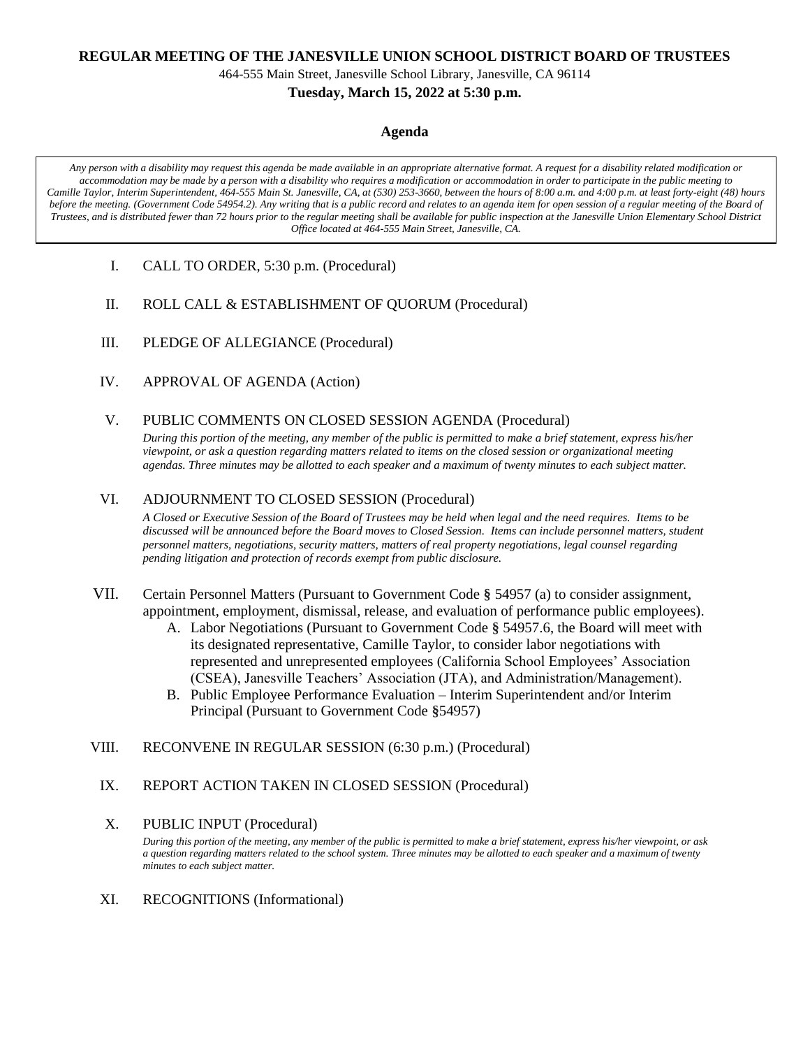**REGULAR MEETING OF THE JANESVILLE UNION SCHOOL DISTRICT BOARD OF TRUSTEES**

464-555 Main Street, Janesville School Library, Janesville, CA 96114

**Tuesday, March 15, 2022 at 5:30 p.m.**

## Agenda

*Any person with a disability may request this agenda be made available in an appropriate alternative format. A request for a disability related modification or accommodation may be made by a person with a disability who requires a modification or accommodation in order to participate in the public meeting to Camille Taylor, Interim Superintendent, 464-555 Main St. Janesville, CA, at (530) 253-3660, between the hours of 8:00 a.m. and 4:00 p.m. at least forty-eight (48) hours before the meeting. (Government Code 54954.2). Any writing that is a public record and relates to an agenda item for open session of a regular meeting of the Board of Trustees, and is distributed fewer than 72 hours prior to the regular meeting shall be available for public inspection at the Janesville Union Elementary School District Office located at 464-555 Main Street, Janesville, CA.*

I. CALL TO ORDER, 5:30 p.m. (Procedural)

II. ROLL CALL & ESTABLISHMENT OF QUORUM (Procedural)

III. PLEDGE OF ALLEGIANCE (Procedural)

IV. APPROVAL OF AGENDA (Action)

V. PUBLIC COMMENTS ON CLOSED SESSION AGENDA (Procedural)

*During this portion of the meeting, any member of the public is permitted to make a brief statement, express his/her viewpoint, or ask a question regarding matters related to items on the closed session or organizational meeting agendas. Three minutes may be allotted to each speaker and a maximum of twenty minutes to each subject matter.*

VI. ADJOURNMENT TO CLOSED SESSION (Procedural)

*A Closed or Executive Session of the Board of Trustees may be held when legal and the need requires. Items to be discussed will be announced before the Board moves to Closed Session. Items can include personnel matters, student personnel matters, negotiations, security matters, matters of real property negotiations, legal counsel regarding pending litigation and protection of records exempt from public disclosure.*

VII. Certain Personnel Matters (Pursuant to Government Code § 54957 (a) to consider assignment, appointment, employment, dismissal, release, and evaluation of performance public employees).

A. Labor Negotiations (Pursuant to Government Code § 54957.6, the Board will meet with its designated representative, Camille Taylor, to consider labor negotiations with represented and unrepresented employees (California School Employees' Association (CSEA), Janesville Teachers' Association (JTA), and Administration/Management).

B. Public Employee Performance Evaluation – Interim Superintendent and/or Interim Principal (Pursuant to Government Code §54957)

VIII. RECONVENE IN REGULAR SESSION (6:30 p.m.) (Procedural)

IX. REPORT ACTION TAKEN IN CLOSED SESSION (Procedural)

X. PUBLIC INPUT (Procedural)

*During this portion of the meeting, any member of the public is permitted to make a brief statement, express his/her viewpoint, or ask a question regarding matters related to the school system. Three minutes may be allotted to each speaker and a maximum of twenty minutes to each subject matter.*

XI. RECOGNITIONS (Informational)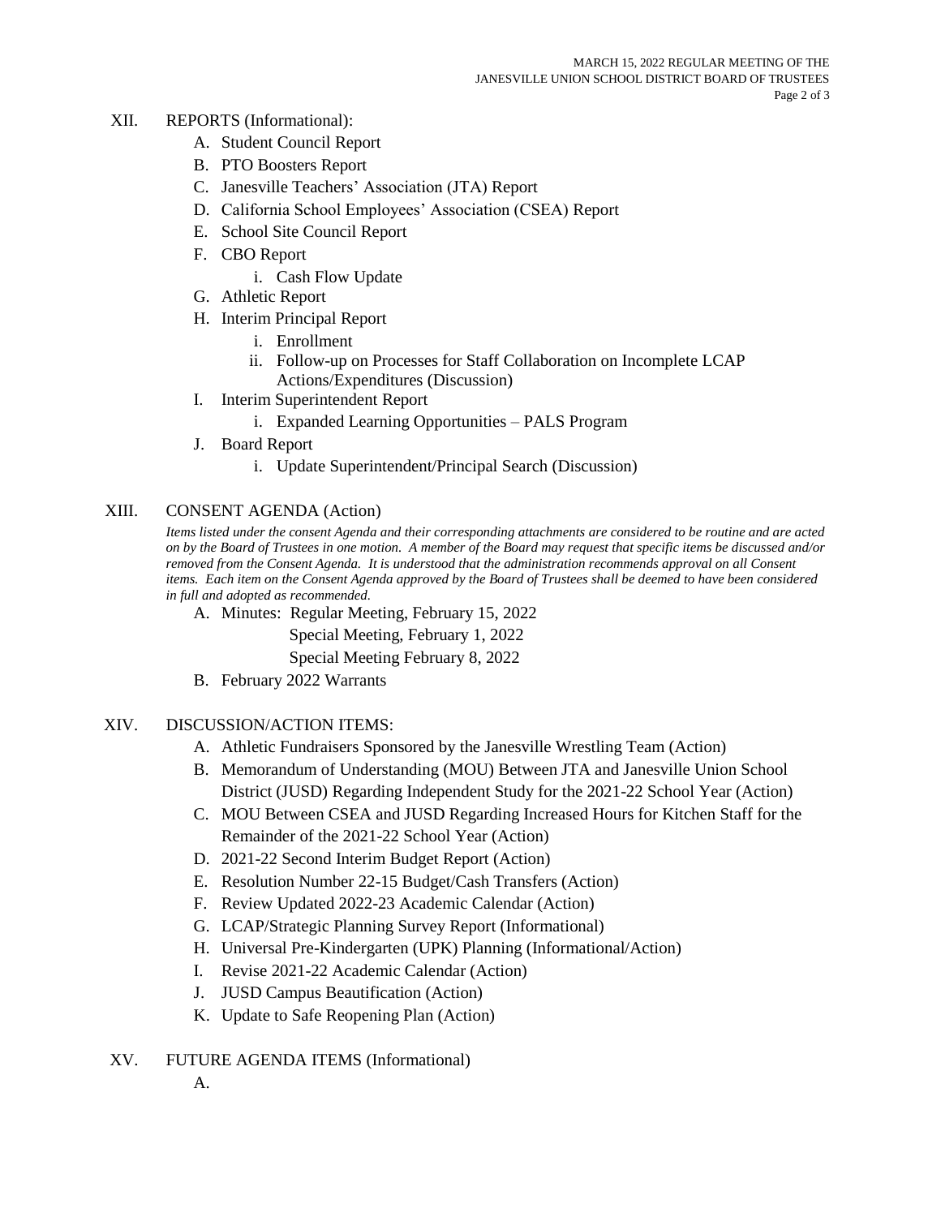XII. REPORTS (Informational):

A. Student Council Report
B. PTO Boosters Report
C. Janesville Teachers' Association (JTA) Report
D. California School Employees' Association (CSEA) Report
E. School Site Council Report
F. CBO Report
   i. Cash Flow Update
G. Athletic Report
H. Interim Principal Report
   i. Enrollment
   ii. Follow-up on Processes for Staff Collaboration on Incomplete LCAP Actions/Expenditures (Discussion)
I. Interim Superintendent Report
   i. Expanded Learning Opportunities – PALS Program
J. Board Report
   i. Update Superintendent/Principal Search (Discussion)

XIII. CONSENT AGENDA (Action)

*Items listed under the consent Agenda and their corresponding attachments are considered to be routine and are acted on by the Board of Trustees in one motion. A member of the Board may request that specific items be discussed and/or removed from the Consent Agenda. It is understood that the administration recommends approval on all Consent items. Each item on the Consent Agenda approved by the Board of Trustees shall be deemed to have been considered in full and adopted as recommended.*

A. Minutes: Regular Meeting, February 15, 2022
   Special Meeting, February 1, 2022
   Special Meeting February 8, 2022
B. February 2022 Warrants

XIV. DISCUSSION/ACTION ITEMS:

A. Athletic Fundraisers Sponsored by the Janesville Wrestling Team (Action)
B. Memorandum of Understanding (MOU) Between JTA and Janesville Union School District (JUSD) Regarding Independent Study for the 2021-22 School Year (Action)
C. MOU Between CSEA and JUSD Regarding Increased Hours for Kitchen Staff for the Remainder of the 2021-22 School Year (Action)
D. 2021-22 Second Interim Budget Report (Action)
E. Resolution Number 22-15 Budget/Cash Transfers (Action)
F. Review Updated 2022-23 Academic Calendar (Action)
G. LCAP/Strategic Planning Survey Report (Informational)
H. Universal Pre-Kindergarten (UPK) Planning (Informational/Action)
I. Revise 2021-22 Academic Calendar (Action)
J. JUSD Campus Beautification (Action)
K. Update to Safe Reopening Plan (Action)

XV. FUTURE AGENDA ITEMS (Informational)

A.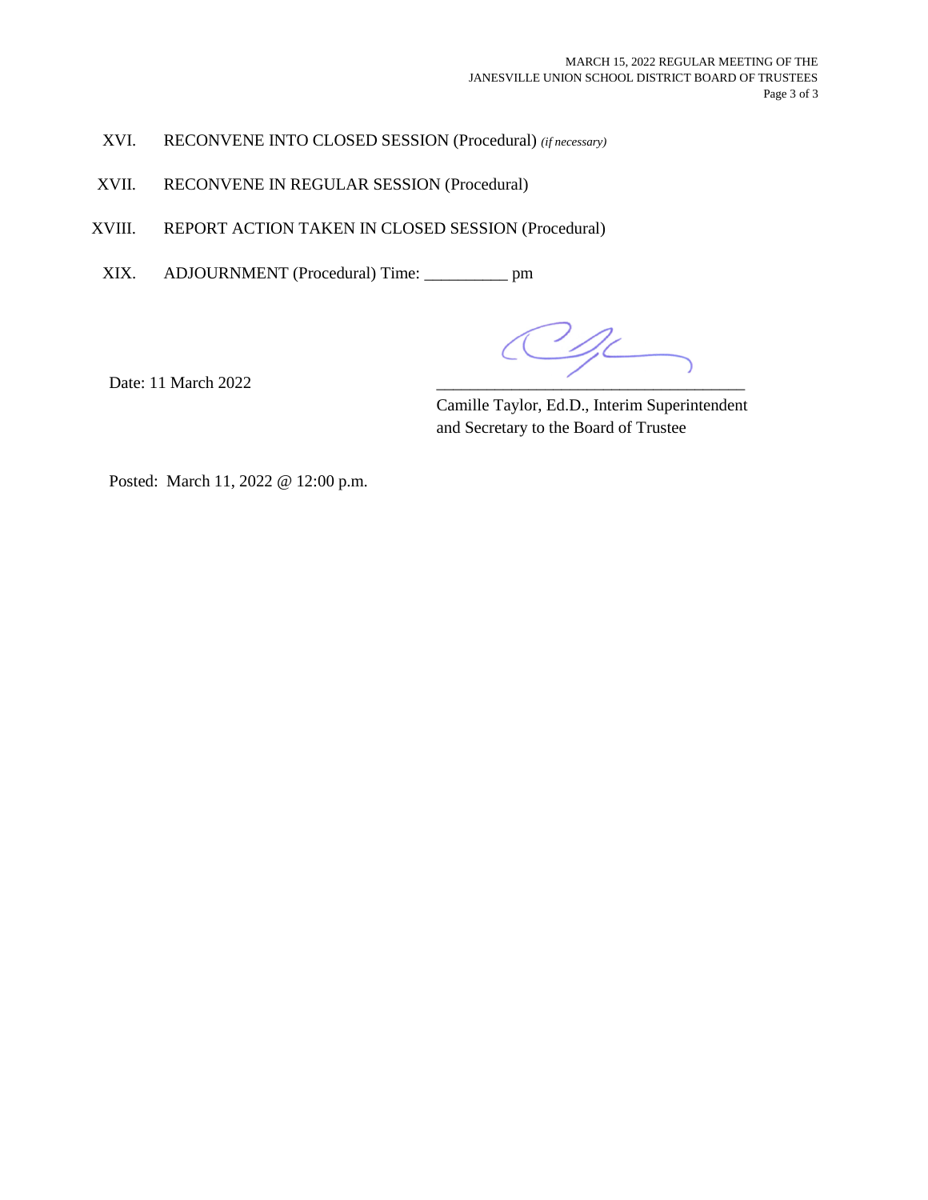XVI. RECONVENE INTO CLOSED SESSION (Procedural) *(if necessary)*

XVII. RECONVENE IN REGULAR SESSION (Procedural)

XVIII. REPORT ACTION TAKEN IN CLOSED SESSION (Procedural)

XIX. ADJOURNMENT (Procedural) Time: __________ pm

Date: 11 March 2022

_____________________________________
Camille Taylor, Ed.D., Interim Superintendent
and Secretary to the Board of Trustee

Posted: March 11, 2022 @ 12:00 p.m.